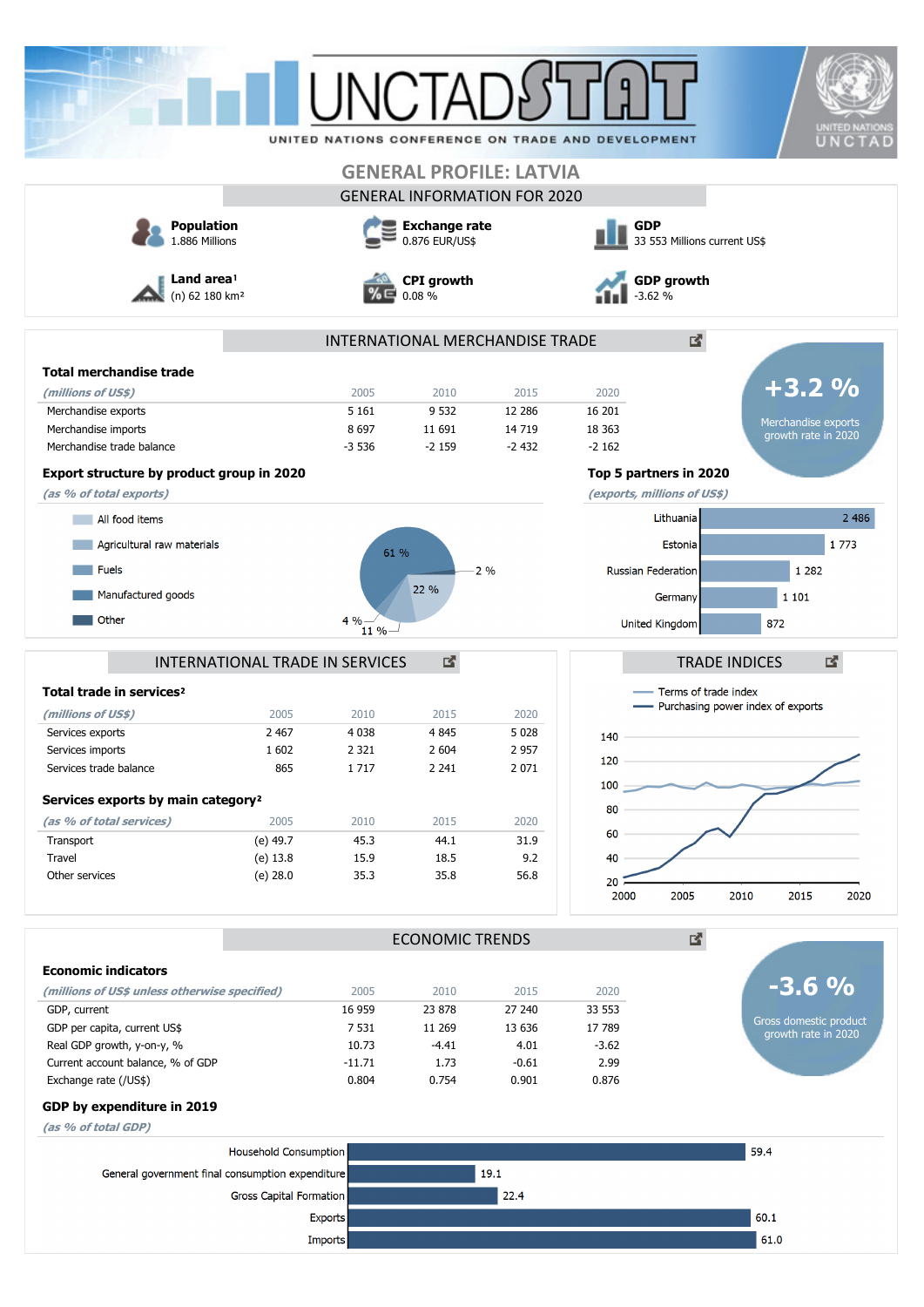# UNCTADSTAT

UNITED NATIONS CONFERENCE ON TRADE AND DEVELOPMENT

## GENERAL PROFILE: LATVIA

### GENERAL INFORMATION FOR 2020

**Population**
1.886 Millions

**Exchange rate**
0.876 EUR/US$

**GDP**
33 553 Millions current US$

**Land area**[1]
(n) 62 180 km²

**CPI growth**
0.08 %

**GDP growth**
-3.62 %

### INTERNATIONAL MERCHANDISE TRADE

**Total merchandise trade**

| *(millions of US$)* | 2005 | 2010 | 2015 | 2020 |
|---|---|---|---|---|
| Merchandise exports | 5 161 | 9 532 | 12 286 | 16 201 |
| Merchandise imports | 8 697 | 11 691 | 14 719 | 18 363 |
| Merchandise trade balance | -3 536 | -2 159 | -2 432 | -2 162 |

**+3.2 %**
Merchandise exports growth rate in 2020

**Export structure by product group in 2020**

*(as % of total exports)*

| Product group | % |
|---|---|
| All food items | 22 % |
| Agricultural raw materials | 11 % |
| Fuels | 4 % |
| Manufactured goods | 61 % |
| Other | 2 % |

**Top 5 partners in 2020**

*(exports, millions of US$)*

| Partner | Exports |
|---|---|
| Lithuania | 2 486 |
| Estonia | 1 773 |
| Russian Federation | 1 282 |
| Germany | 1 101 |
| United Kingdom | 872 |

### INTERNATIONAL TRADE IN SERVICES

**Total trade in services**[2]

| *(millions of US$)* | 2005 | 2010 | 2015 | 2020 |
|---|---|---|---|---|
| Services exports | 2 467 | 4 038 | 4 845 | 5 028 |
| Services imports | 1 602 | 2 321 | 2 604 | 2 957 |
| Services trade balance | 865 | 1 717 | 2 241 | 2 071 |

**Services exports by main category**[2]

| *(as % of total services)* | 2005 | 2010 | 2015 | 2020 |
|---|---|---|---|---|
| Transport | (e) 49.7 | 45.3 | 44.1 | 31.9 |
| Travel | (e) 13.8 | 15.9 | 18.5 | 9.2 |
| Other services | (e) 28.0 | 35.3 | 35.8 | 56.8 |

### TRADE INDICES

Legend: Terms of trade index; Purchasing power index of exports (2000–2020)

### ECONOMIC TRENDS

**Economic indicators**

| *(millions of US$ unless otherwise specified)* | 2005 | 2010 | 2015 | 2020 |
|---|---|---|---|---|
| GDP, current | 16 959 | 23 878 | 27 240 | 33 553 |
| GDP per capita, current US$ | 7 531 | 11 269 | 13 636 | 17 789 |
| Real GDP growth, y-on-y, % | 10.73 | -4.41 | 4.01 | -3.62 |
| Current account balance, % of GDP | -11.71 | 1.73 | -0.61 | 2.99 |
| Exchange rate (/US$) | 0.804 | 0.754 | 0.901 | 0.876 |

**-3.6 %**
Gross domestic product growth rate in 2020

**GDP by expenditure in 2019**

*(as % of total GDP)*

| Component | % |
|---|---|
| Household Consumption | 59.4 |
| General government final consumption expenditure | 19.1 |
| Gross Capital Formation | 22.4 |
| Exports | 60.1 |
| Imports | 61.0 |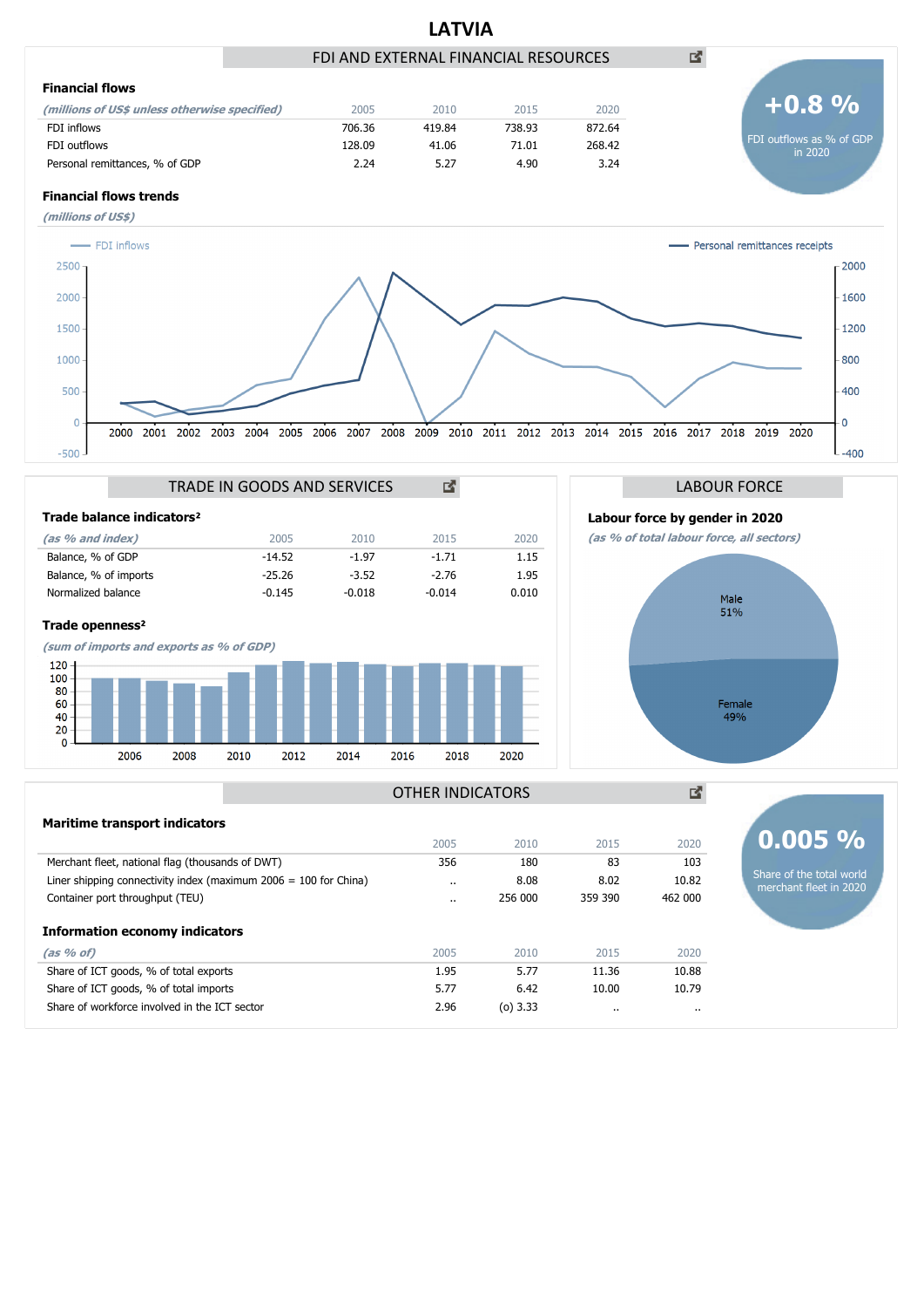# LATVIA

## FDI AND EXTERNAL FINANCIAL RESOURCES

### Financial flows

| *(millions of US$ unless otherwise specified)* | 2005 | 2010 | 2015 | 2020 |
|---|---|---|---|---|
| FDI inflows | 706.36 | 419.84 | 738.93 | 872.64 |
| FDI outflows | 128.09 | 41.06 | 71.01 | 268.42 |
| Personal remittances, % of GDP | 2.24 | 5.27 | 4.90 | 3.24 |

**+0.8 %**
FDI outflows as % of GDP in 2020

### Financial flows trends

*(millions of US$)*

FDI inflows — Personal remittances receipts

## TRADE IN GOODS AND SERVICES

### Trade balance indicators²

| *(as % and index)* | 2005 | 2010 | 2015 | 2020 |
|---|---|---|---|---|
| Balance, % of GDP | -14.52 | -1.97 | -1.71 | 1.15 |
| Balance, % of imports | -25.26 | -3.52 | -2.76 | 1.95 |
| Normalized balance | -0.145 | -0.018 | -0.014 | 0.010 |

### Trade openness²

*(sum of imports and exports as % of GDP)*

## LABOUR FORCE

### Labour force by gender in 2020

*(as % of total labour force, all sectors)*

Male 51%
Female 49%

## OTHER INDICATORS

### Maritime transport indicators

| | 2005 | 2010 | 2015 | 2020 |
|---|---|---|---|---|
| Merchant fleet, national flag (thousands of DWT) | 356 | 180 | 83 | 103 |
| Liner shipping connectivity index (maximum 2006 = 100 for China) | .. | 8.08 | 8.02 | 10.82 |
| Container port throughput (TEU) | .. | 256 000 | 359 390 | 462 000 |

**0.005 %**
Share of the total world merchant fleet in 2020

### Information economy indicators

| *(as % of)* | 2005 | 2010 | 2015 | 2020 |
|---|---|---|---|---|
| Share of ICT goods, % of total exports | 1.95 | 5.77 | 11.36 | 10.88 |
| Share of ICT goods, % of total imports | 5.77 | 6.42 | 10.00 | 10.79 |
| Share of workforce involved in the ICT sector | 2.96 | (o) 3.33 | .. | .. |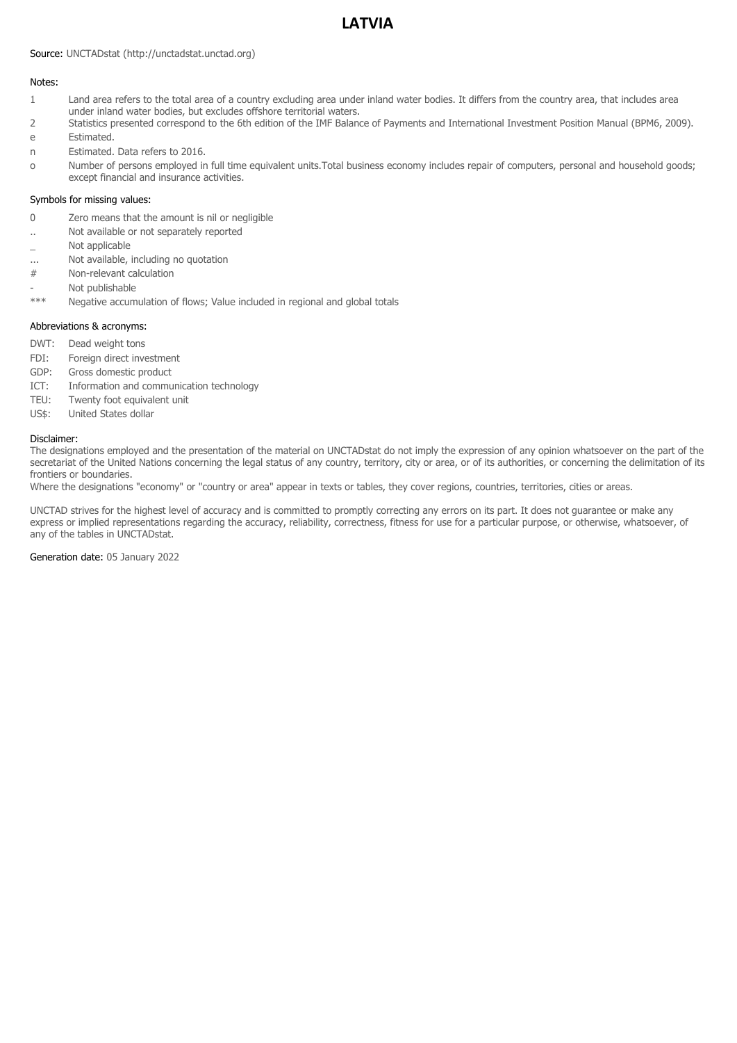# LATVIA

Source: UNCTADstat (http://unctadstat.unctad.org)

Notes:

| | |
|---|---|
| 1 | Land area refers to the total area of a country excluding area under inland water bodies. It differs from the country area, that includes area under inland water bodies, but excludes offshore territorial waters. |
| 2 | Statistics presented correspond to the 6th edition of the IMF Balance of Payments and International Investment Position Manual (BPM6, 2009). |
| e | Estimated. |
| n | Estimated. Data refers to 2016. |
| o | Number of persons employed in full time equivalent units.Total business economy includes repair of computers, personal and household goods; except financial and insurance activities. |

Symbols for missing values:

| | |
|---|---|
| 0 | Zero means that the amount is nil or negligible |
| .. | Not available or not separately reported |
| _ | Not applicable |
| ... | Not available, including no quotation |
| # | Non-relevant calculation |
| - | Not publishable |
| *** | Negative accumulation of flows; Value included in regional and global totals |

Abbreviations & acronyms:

| | |
|---|---|
| DWT: | Dead weight tons |
| FDI: | Foreign direct investment |
| GDP: | Gross domestic product |
| ICT: | Information and communication technology |
| TEU: | Twenty foot equivalent unit |
| US$: | United States dollar |

Disclaimer:
The designations employed and the presentation of the material on UNCTADstat do not imply the expression of any opinion whatsoever on the part of the secretariat of the United Nations concerning the legal status of any country, territory, city or area, or of its authorities, or concerning the delimitation of its frontiers or boundaries.
Where the designations "economy" or "country or area" appear in texts or tables, they cover regions, countries, territories, cities or areas.

UNCTAD strives for the highest level of accuracy and is committed to promptly correcting any errors on its part. It does not guarantee or make any express or implied representations regarding the accuracy, reliability, correctness, fitness for use for a particular purpose, or otherwise, whatsoever, of any of the tables in UNCTADstat.

Generation date: 05 January 2022